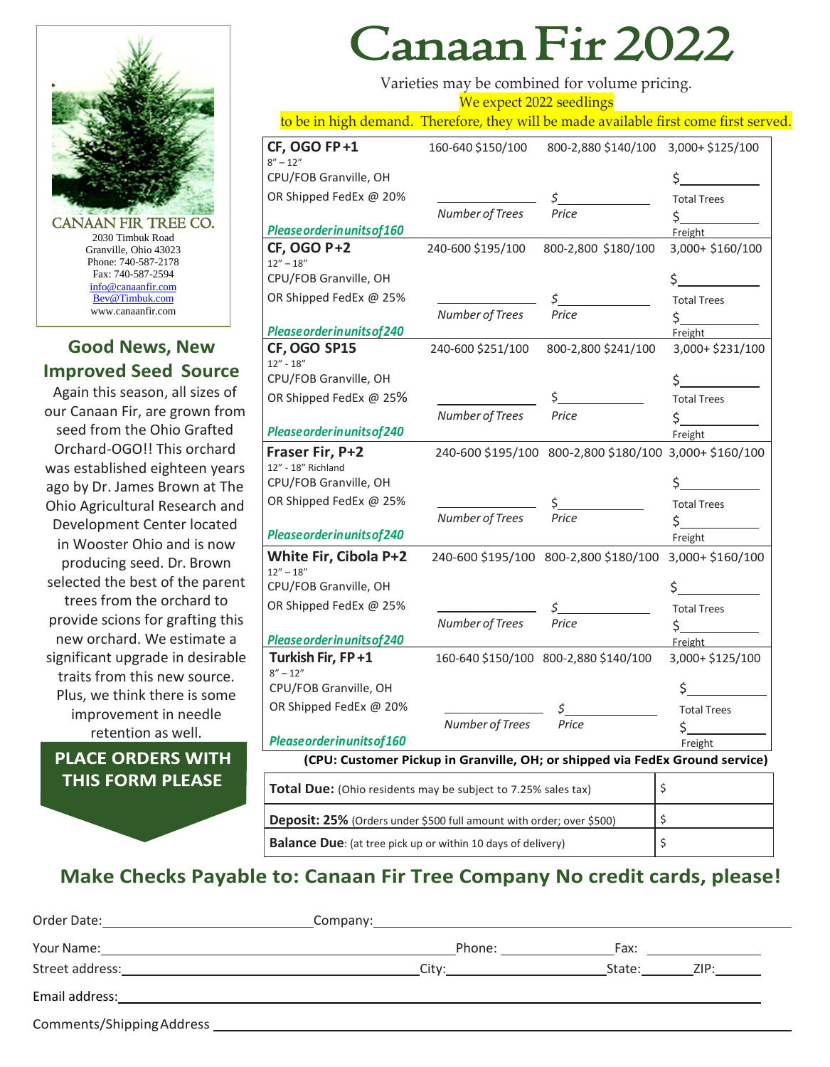# Canaan Fir 2022

Varieties may be combined for volume pricing.
We expect 2022 seedlings to be in high demand. Therefore, they will be made available first come first served.

CANAAN FIR TREE CO.
2030 Timbuk Road
Granville, Ohio 43023
Phone: 740-587-2178
Fax: 740-587-2594
info@canaanfir.com
Bev@Timbuk.com
www.canaanfir.com

## Good News, New Improved Seed Source

Again this season, all sizes of our Canaan Fir, are grown from seed from the Ohio Grafted Orchard-OGO!! This orchard was established eighteen years ago by Dr. James Brown at The Ohio Agricultural Research and Development Center located in Wooster Ohio and is now producing seed. Dr. Brown selected the best of the parent trees from the orchard to provide scions for grafting this new orchard. We estimate a significant upgrade in desirable traits from this new source. Plus, we think there is some improvement in needle retention as well.

**PLACE ORDERS WITH THIS FORM PLEASE**

| Variety | | | |
|---|---|---|---|
| **CF, OGO FP+1** 8" – 12"<br>CPU/FOB Granville, OH<br>OR Shipped FedEx @ 20%<br>*Please order in units of 160* | 160-640 $150/100<br><br>____ *Number of Trees* | 800-2,880 $140/100<br><br>$____ *Price* | 3,000+ $125/100<br>$____ Total Trees<br>$____ Freight |
| **CF, OGO P+2** 12" – 18"<br>CPU/FOB Granville, OH<br>OR Shipped FedEx @ 25%<br>*Please order in units of 240* | 240-600 $195/100<br><br>____ *Number of Trees* | 800-2,800 $180/100<br><br>$____ *Price* | 3,000+ $160/100<br>$____ Total Trees<br>$____ Freight |
| **CF, OGO SP15** 12" - 18"<br>CPU/FOB Granville, OH<br>OR Shipped FedEx @ 25%<br>*Please order in units of 240* | 240-600 $251/100<br><br>____ *Number of Trees* | 800-2,800 $241/100<br><br>$____ *Price* | 3,000+ $231/100<br>$____ Total Trees<br>$____ Freight |
| **Fraser Fir, P+2** 12" - 18" Richland<br>CPU/FOB Granville, OH<br>OR Shipped FedEx @ 25%<br>*Please order in units of 240* | 240-600 $195/100<br><br>____ *Number of Trees* | 800-2,800 $180/100<br><br>$____ *Price* | 3,000+ $160/100<br>$____ Total Trees<br>$____ Freight |
| **White Fir, Cibola P+2** 12" – 18"<br>CPU/FOB Granville, OH<br>OR Shipped FedEx @ 25%<br>*Please order in units of 240* | 240-600 $195/100<br><br>____ *Number of Trees* | 800-2,800 $180/100<br><br>$____ *Price* | 3,000+ $160/100<br>$____ Total Trees<br>$____ Freight |
| **Turkish Fir, FP+1** 8" – 12"<br>CPU/FOB Granville, OH<br>OR Shipped FedEx @ 20%<br>*Please order in units of 160* | 160-640 $150/100<br><br>____ *Number of Trees* | 800-2,880 $140/100<br><br>$____ *Price* | 3,000+ $125/100<br>$____ Total Trees<br>$____ Freight |

**(CPU: Customer Pickup in Granville, OH; or shipped via FedEx Ground service)**

| | |
|---|---|
| **Total Due:** (Ohio residents may be subject to 7.25% sales tax) | $ |
| **Deposit: 25%** (Orders under $500 full amount with order; over $500) | $ |
| **Balance Due**: (at tree pick up or within 10 days of delivery) | $ |

## Make Checks Payable to: Canaan Fir Tree Company No credit cards, please!

Order Date: ____________ Company: ____________

Your Name: ____________ Phone: ____________ Fax: ____________

Street address: ____________ City: ____________ State: ______ ZIP: ______

Email address: ____________

Comments/Shipping Address ____________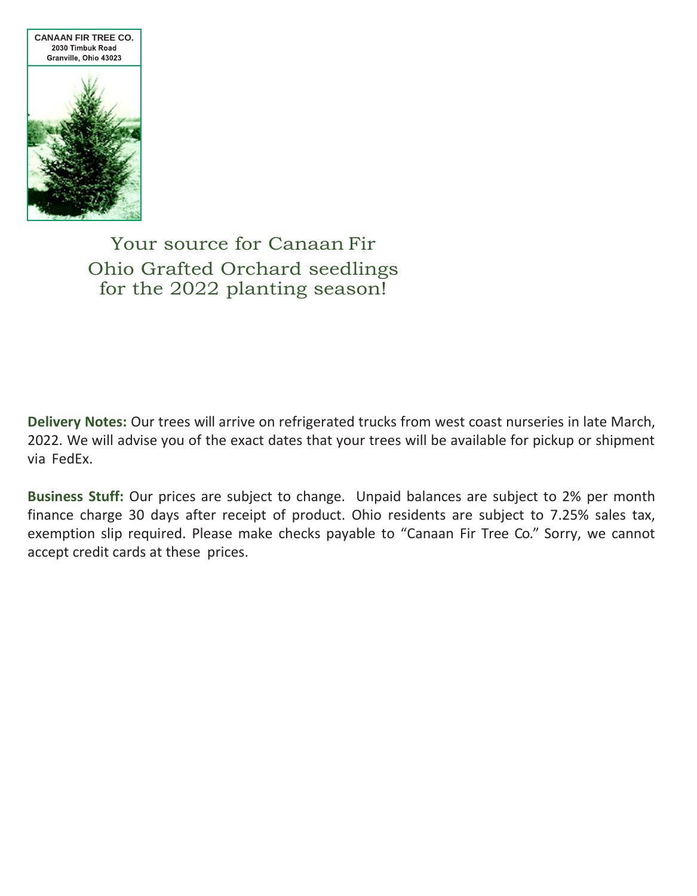**CANAAN FIR TREE CO.**
2030 Timbuk Road
Granville, Ohio 43023

Your source for Canaan Fir
Ohio Grafted Orchard seedlings
for the 2022 planting season!

**Delivery Notes:** Our trees will arrive on refrigerated trucks from west coast nurseries in late March, 2022. We will advise you of the exact dates that your trees will be available for pickup or shipment via FedEx.

**Business Stuff:** Our prices are subject to change. Unpaid balances are subject to 2% per month finance charge 30 days after receipt of product. Ohio residents are subject to 7.25% sales tax, exemption slip required. Please make checks payable to "Canaan Fir Tree Co." Sorry, we cannot accept credit cards at these prices.